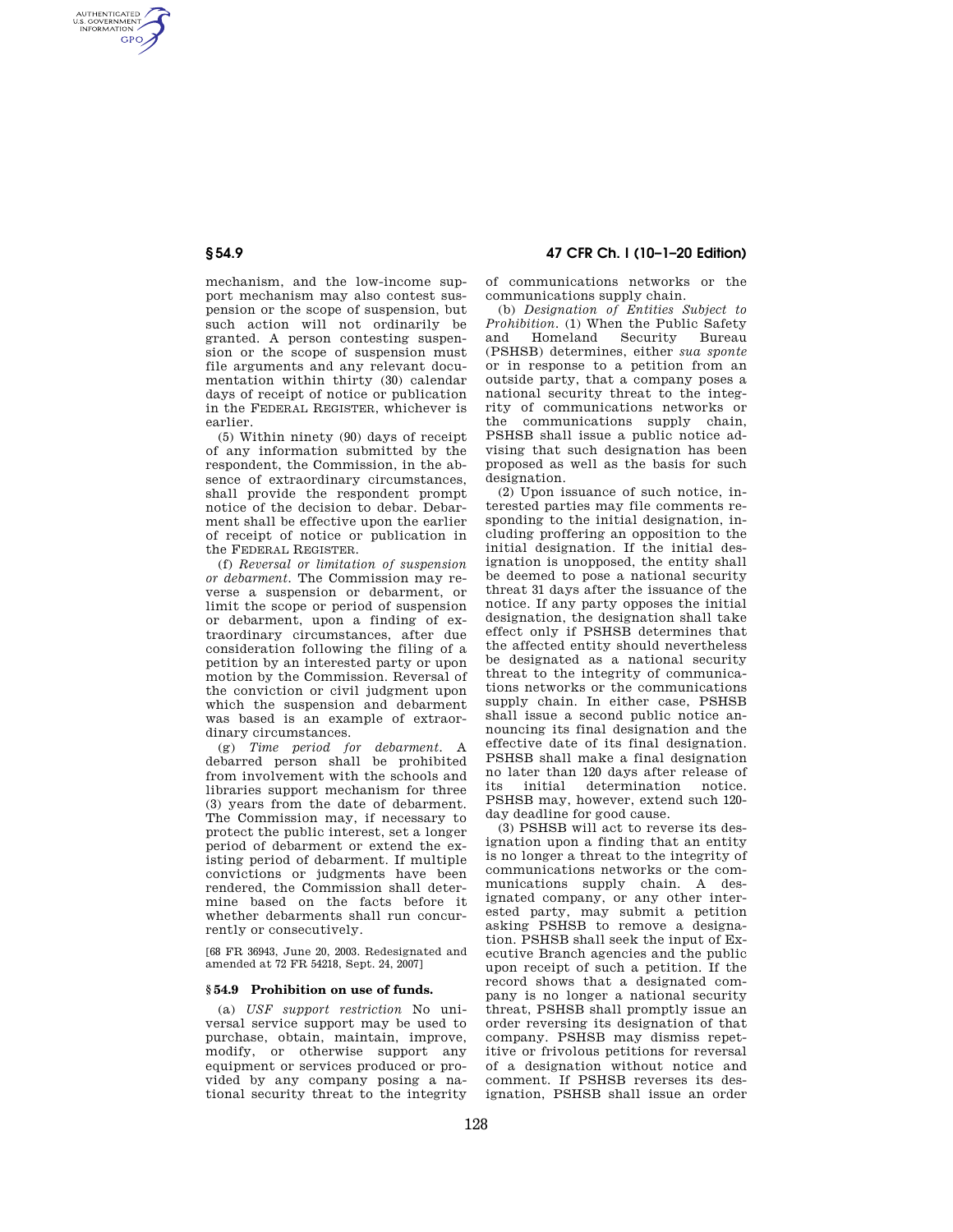mechanism, and the low-income support mechanism may also contest suspension or the scope of suspension, but such action will not ordinarily be granted. A person contesting suspension or the scope of suspension must file arguments and any relevant documentation within thirty (30) calendar days of receipt of notice or publication in the FEDERAL REGISTER, whichever is earlier.

(5) Within ninety (90) days of receipt of any information submitted by the respondent, the Commission, in the absence of extraordinary circumstances, shall provide the respondent prompt notice of the decision to debar. Debarment shall be effective upon the earlier of receipt of notice or publication in the FEDERAL REGISTER.

(f) *Reversal or limitation of suspension or debarment.* The Commission may reverse a suspension or debarment, or limit the scope or period of suspension or debarment, upon a finding of extraordinary circumstances, after due consideration following the filing of a petition by an interested party or upon motion by the Commission. Reversal of the conviction or civil judgment upon which the suspension and debarment was based is an example of extraordinary circumstances.

(g) *Time period for debarment.* A debarred person shall be prohibited from involvement with the schools and libraries support mechanism for three (3) years from the date of debarment. The Commission may, if necessary to protect the public interest, set a longer period of debarment or extend the existing period of debarment. If multiple convictions or judgments have been rendered, the Commission shall determine based on the facts before it whether debarments shall run concurrently or consecutively.

[68 FR 36943, June 20, 2003. Redesignated and amended at 72 FR 54218, Sept. 24, 2007]

### § 54.9 Prohibition on use of funds.

(a) *USF support restriction* No universal service support may be used to purchase, obtain, maintain, improve, modify, or otherwise support any equipment or services produced or provided by any company posing a national security threat to the integrity of communications networks or the communications supply chain.

(b) *Designation of Entities Subject to Prohibition.* (1) When the Public Safety and Homeland Security Bureau (PSHSB) determines, either *sua sponte* or in response to a petition from an outside party, that a company poses a national security threat to the integrity of communications networks or the communications supply chain, PSHSB shall issue a public notice advising that such designation has been proposed as well as the basis for such designation.

(2) Upon issuance of such notice, interested parties may file comments responding to the initial designation, including proffering an opposition to the initial designation. If the initial designation is unopposed, the entity shall be deemed to pose a national security threat 31 days after the issuance of the notice. If any party opposes the initial designation, the designation shall take effect only if PSHSB determines that the affected entity should nevertheless be designated as a national security threat to the integrity of communications networks or the communications supply chain. In either case, PSHSB shall issue a second public notice announcing its final designation and the effective date of its final designation. PSHSB shall make a final designation no later than 120 days after release of its initial determination notice. PSHSB may, however, extend such 120-day deadline for good cause.

(3) PSHSB will act to reverse its designation upon a finding that an entity is no longer a threat to the integrity of communications networks or the communications supply chain. A designated company, or any other interested party, may submit a petition asking PSHSB to remove a designation. PSHSB shall seek the input of Executive Branch agencies and the public upon receipt of such a petition. If the record shows that a designated company is no longer a national security threat, PSHSB shall promptly issue an order reversing its designation of that company. PSHSB may dismiss repetitive or frivolous petitions for reversal of a designation without notice and comment. If PSHSB reverses its designation, PSHSB shall issue an order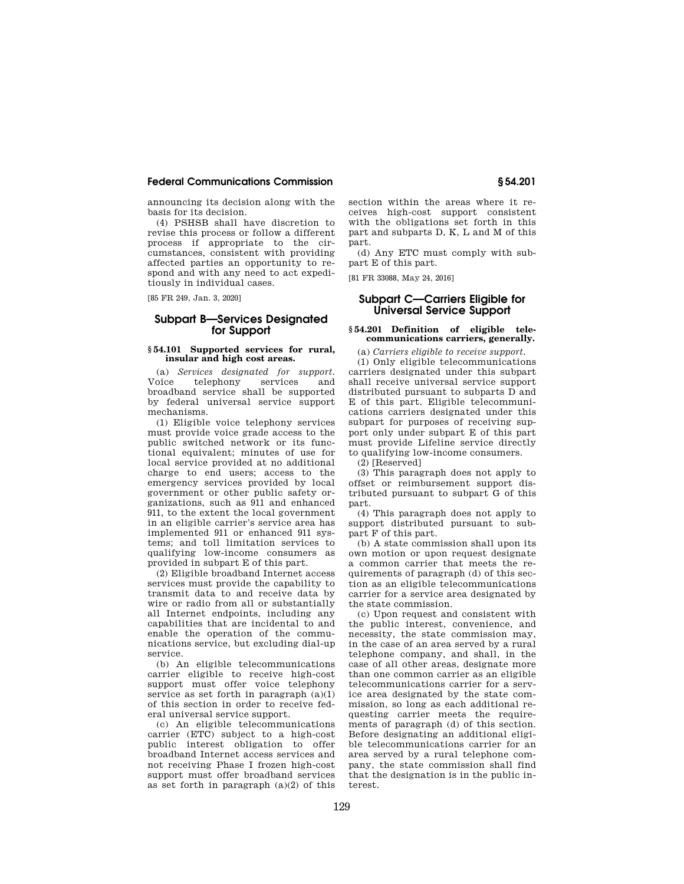announcing its decision along with the basis for its decision.

(4) PSHSB shall have discretion to revise this process or follow a different process if appropriate to the circumstances, consistent with providing affected parties an opportunity to respond and with any need to act expeditiously in individual cases.

[85 FR 249, Jan. 3, 2020]

## Subpart B—Services Designated for Support

### § 54.101 Supported services for rural, insular and high cost areas.

(a) *Services designated for support.* Voice telephony services and broadband service shall be supported by federal universal service support mechanisms.

(1) Eligible voice telephony services must provide voice grade access to the public switched network or its functional equivalent; minutes of use for local service provided at no additional charge to end users; access to the emergency services provided by local government or other public safety organizations, such as 911 and enhanced 911, to the extent the local government in an eligible carrier's service area has implemented 911 or enhanced 911 systems; and toll limitation services to qualifying low-income consumers as provided in subpart E of this part.

(2) Eligible broadband Internet access services must provide the capability to transmit data to and receive data by wire or radio from all or substantially all Internet endpoints, including any capabilities that are incidental to and enable the operation of the communications service, but excluding dial-up service.

(b) An eligible telecommunications carrier eligible to receive high-cost support must offer voice telephony service as set forth in paragraph (a)(1) of this section in order to receive federal universal service support.

(c) An eligible telecommunications carrier (ETC) subject to a high-cost public interest obligation to offer broadband Internet access services and not receiving Phase I frozen high-cost support must offer broadband services as set forth in paragraph (a)(2) of this section within the areas where it receives high-cost support consistent with the obligations set forth in this part and subparts D, K, L and M of this part.

(d) Any ETC must comply with subpart E of this part.

[81 FR 33088, May 24, 2016]

## Subpart C—Carriers Eligible for Universal Service Support

### § 54.201 Definition of eligible telecommunications carriers, generally.

(a) *Carriers eligible to receive support.*

(1) Only eligible telecommunications carriers designated under this subpart shall receive universal service support distributed pursuant to subparts D and E of this part. Eligible telecommunications carriers designated under this subpart for purposes of receiving support only under subpart E of this part must provide Lifeline service directly to qualifying low-income consumers.

(2) [Reserved]

(3) This paragraph does not apply to offset or reimbursement support distributed pursuant to subpart G of this part.

(4) This paragraph does not apply to support distributed pursuant to subpart F of this part.

(b) A state commission shall upon its own motion or upon request designate a common carrier that meets the requirements of paragraph (d) of this section as an eligible telecommunications carrier for a service area designated by the state commission.

(c) Upon request and consistent with the public interest, convenience, and necessity, the state commission may, in the case of an area served by a rural telephone company, and shall, in the case of all other areas, designate more than one common carrier as an eligible telecommunications carrier for a service area designated by the state commission, so long as each additional requesting carrier meets the requirements of paragraph (d) of this section. Before designating an additional eligible telecommunications carrier for an area served by a rural telephone company, the state commission shall find that the designation is in the public interest.